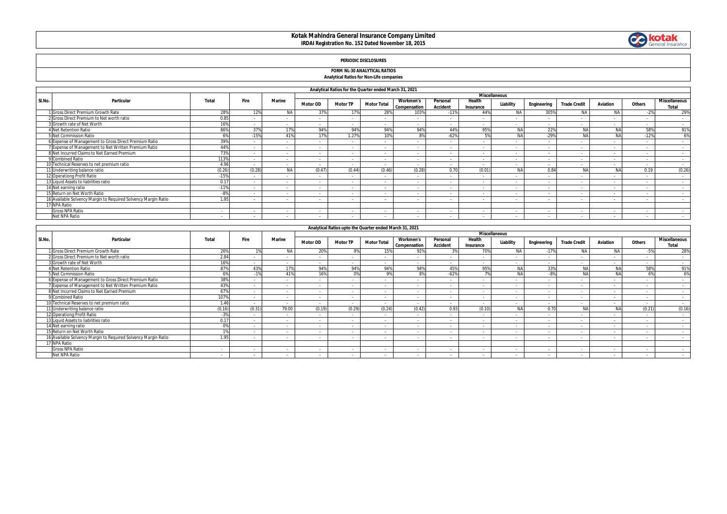# Kotak Mahindra General Insurance Company Limited

**IRDAI Registration No. 152 Dated November 18, 2015**

**PERIODIC DISCLOSURES**

**FORM NL-30 ANALYTICAL RATIOS**

**Analytical Ratios for Non-Life companies**

| Analytical Ratios for the Quarter ended March 31, 2021 | | | | | | | | | | | | | | | | | |
|---|---|---|---|---|---|---|---|---|---|---|---|---|---|---|---|---|---|
| Sl.No. | Particular | Total | Fire | Marine | Miscellaneous | | | | | | | | | | | | |
| | | | | | Motor OD | Motor TP | Motor Total | Workmen's Compensation | Personal Accident | Health Insurance | Liability | Engineering | Trade Credit | Aviation | Others | Miscellaneous Total |
| 1 | Gross Direct Premium Growth Rate | 28% | 12% | NA | 37% | 17% | 28% | 103% | -11% | 44% | NA | 305% | NA | NA | -2% | 29% |
| 2 | Gross Direct Premium to Net worth ratio | 0.85 | - | - | - | - | - | - | - | - | - | - | - | - | - | - |
| 3 | Growth rate of Net Worth | 16% | - | - | - | - | - | - | - | - | - | - | - | - | - | - |
| 4 | Net Retention Ratio | 86% | 37% | 17% | 94% | 94% | 94% | 94% | 44% | 95% | NA | 22% | NA | NA | 58% | 91% |
| 5 | Net Commission Ratio | 6% | -15% | 41% | 17% | 1.27% | 10% | 8% | -62% | 5% | NA | -29% | NA | NA | -12% | 6% |
| 6 | Expense of Management to Gross Direct Premium Ratio | 39% | - | - | - | - | - | - | - | - | - | - | - | - | - | - |
| 7 | Expense of Management to Net Written Premium Ratio | 44% | - | - | - | - | - | - | - | - | - | - | - | - | - | - |
| 8 | Net Incurred Claims to Net Earned Premium | 73% | - | - | - | - | - | - | - | - | - | - | - | - | - | - |
| 9 | Combined Ratio | 113% | - | - | - | - | - | - | - | - | - | - | - | - | - | - |
| 10 | Technical Reserves to net premium ratio | 4.96 | - | - | - | - | - | - | - | - | - | - | - | - | - | - |
| 11 | Underwriting balance ratio | (0.26) | (0.28) | NA | (0.47) | (0.44) | (0.46) | (0.28) | 0.70 | (0.01) | NA | 0.84 | NA | NA | 0.19 | (0.26) |
| 12 | Operationg Profit Ratio | -15% | - | - | - | - | - | - | - | - | - | - | - | - | - | - |
| 13 | Liquid Assets to liabilities ratio | 0.17 | - | - | - | - | - | - | - | - | - | - | - | - | - | - |
| 14 | Net earning ratio | -11% | - | - | - | - | - | - | - | - | - | - | - | - | - | - |
| 15 | Return on Net Worth Ratio | -8% | - | - | - | - | - | - | - | - | - | - | - | - | - | - |
| 16 | Available Solvency Margin to Required Solvency Margin Ratio | 1.95 | - | - | - | - | - | - | - | - | - | - | - | - | - | - |
| 17 | NPA Ratio | | | | | | | | | | | | | | | |
| | Gross NPA Ratio | - | - | - | - | - | - | - | - | - | - | - | - | - | - | - |
| | Net NPA Ratio | - | - | - | - | - | - | - | - | - | - | - | - | - | - | - |

| Analytical Ratios upto the Quarter ended March 31, 2021 | | | | | | | | | | | | | | | | | |
|---|---|---|---|---|---|---|---|---|---|---|---|---|---|---|---|---|---|
| Sl.No. | Particular | Total | Fire | Marine | Miscellaneous | | | | | | | | | | | | |
| | | | | | Motor OD | Motor TP | Motor Total | Workmen's Compensation | Personal Accident | Health Insurance | Liability | Engineering | Trade Credit | Aviation | Others | Miscellaneous Total |
| 1 | Gross Direct Premium Growth Rate | 26% | 1% | NA | 20% | 9% | 15% | 92% | 3% | 70% | NA | -17% | NA | NA | -5% | 28% |
| 2 | Gross Direct Premium to Net worth ratio | 2.84 | - | - | - | - | - | - | - | - | - | - | - | - | - | - |
| 3 | Growth rate of Net Worth | 16% | - | - | - | - | - | - | - | - | - | - | - | - | - | - |
| 4 | Net Retention Ratio | 87% | 43% | 17% | 94% | 94% | 94% | 94% | 45% | 95% | NA | 33% | NA | NA | 58% | 91% |
| 5 | Net Commission Ratio | 6% | -1% | 41% | 16% | 0% | 9% | 8% | -62% | 7% | NA | -8% | NA | NA | 6% | 6% |
| 6 | Expense of Management to Gross Direct Premium Ratio | 38% | - | - | - | - | - | - | - | - | - | - | - | - | - | - |
| 7 | Expense of Management to Net Written Premium Ratio | 43% | - | - | - | - | - | - | - | - | - | - | - | - | - | - |
| 8 | Net Incurred Claims to Net Earned Premium | 67% | - | - | - | - | - | - | - | - | - | - | - | - | - | - |
| 9 | Combined Ratio | 107% | - | - | - | - | - | - | - | - | - | - | - | - | - | - |
| 10 | Technical Reserves to net premium ratio | 1.46 | - | - | - | - | - | - | - | - | - | - | - | - | - | - |
| 11 | Underwriting balance ratio | (0.16) | (0.31) | 79.00 | (0.19) | (0.29) | (0.24) | (0.42) | 0.93 | (0.10) | NA | 0.70 | NA | NA | (0.21) | (0.16) |
| 12 | Operationg Profit Ratio | -3% | - | - | - | - | - | - | - | - | - | - | - | - | - | - |
| 13 | Liquid Assets to liabilities ratio | 0.17 | - | - | - | - | - | - | - | - | - | - | - | - | - | - |
| 14 | Net earning ratio | 0% | - | - | - | - | - | - | - | - | - | - | - | - | - | - |
| 15 | Return on Net Worth Ratio | 1% | - | - | - | - | - | - | - | - | - | - | - | - | - | - |
| 16 | Available Solvency Margin to Required Solvency Margin Ratio | 1.95 | - | - | - | - | - | - | - | - | - | - | - | - | - | - |
| 17 | NPA Ratio | | | | | | | | | | | | | | | |
| | Gross NPA Ratio | - | - | - | - | - | - | - | - | - | - | - | - | - | - | - |
| | Net NPA Ratio | - | - | - | - | - | - | - | - | - | - | - | - | - | - | - |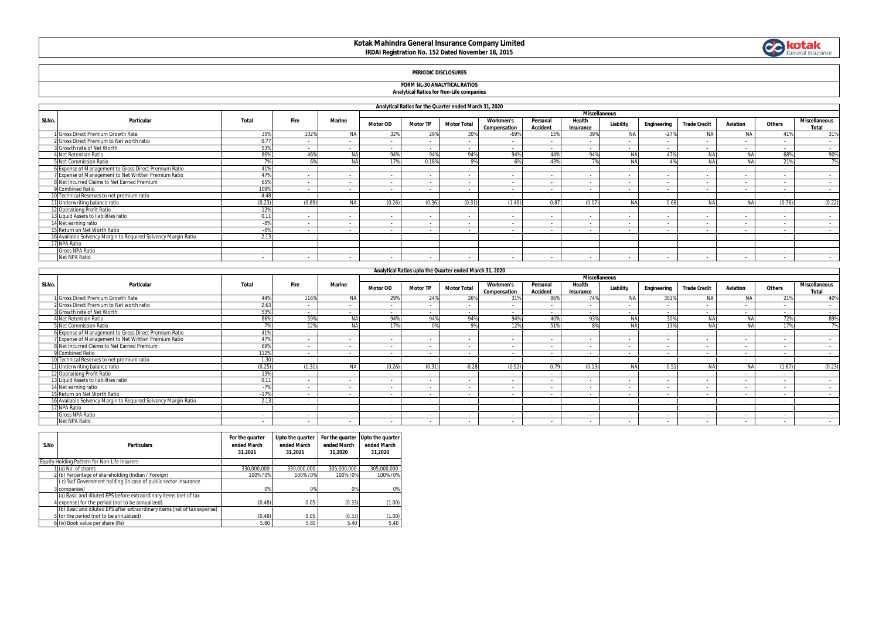# Kotak Mahindra General Insurance Company Limited

**IRDAI Registration No. 152 Dated November 18, 2015**

## PERIODIC DISCLOSURES

### FORM NL-30 ANALYTICAL RATIOS

**Analytical Ratios for Non-Life companies**

| Analytical Ratios for the Quarter ended March 31, 2020 | | | | | | | | | | | | | | | | | |
|---|---|---|---|---|---|---|---|---|---|---|---|---|---|---|---|---|---|
| Sl.No. | Particular | Total | Fire | Marine | Miscellaneous | | | | | | | | | | | | |
| | | | | | Motor OD | Motor TP | Motor Total | Workmen's Compensation | Personal Accident | Health Insurance | Liability | Engineering | Trade Credit | Aviation | Others | Miscellaneous Total |
| 1 | Gross Direct Premium Growth Rate | 35% | 102% | NA | 32% | 29% | 30% | -69% | 15% | 39% | NA | -27% | NA | NA | 41% | 31% |
| 2 | Gross Direct Premium to Net worth ratio | 0.77 | - | - | - | - | - | - | - | - | - | - | - | - | - | - |
| 3 | Growth rate of Net Worth | 53% | - | - | - | - | - | - | - | - | - | - | - | - | - | - |
| 4 | Net Retention Ratio | 86% | 46% | NA | 94% | 94% | 94% | 94% | 44% | 94% | NA | 47% | NA | NA | 68% | 90% |
| 5 | Net Commission Ratio | 7% | 6% | NA | 17% | -0.18% | 9% | 6% | -43% | 7% | NA | -4% | NA | NA | 21% | 7% |
| 6 | Expense of Management to Gross Direct Premium Ratio | 41% | - | - | - | - | - | - | - | - | - | - | - | - | - | - |
| 7 | Expense of Management to Net Written Premium Ratio | 47% | - | - | - | - | - | - | - | - | - | - | - | - | - | - |
| 8 | Net Incurred Claims to Net Earned Premium | 65% | - | - | - | - | - | - | - | - | - | - | - | - | - | - |
| 9 | Combined Ratio | 109% | - | - | - | - | - | - | - | - | - | - | - | - | - | - |
| 10 | Technical Reserves to net premium ratio | 4.48 | - | - | - | - | - | - | - | - | - | - | - | - | - | - |
| 11 | Underwriting balance ratio | (0.23) | (0.89) | NA | (0.26) | (0.36) | (0.31) | (1.49) | 0.87 | (0.07) | NA | 0.68 | NA | NA | (0.76) | (0.22) |
| 12 | Operationg Profit Ratio | -12% | - | - | - | - | - | - | - | - | - | - | - | - | - | - |
| 13 | Liquid Assets to liabilities ratio | 0.11 | - | - | - | - | - | - | - | - | - | - | - | - | - | - |
| 14 | Net earning ratio | -8% | - | - | - | - | - | - | - | - | - | - | - | - | - | - |
| 15 | Return on Net Worth Ratio | -6% | - | - | - | - | - | - | - | - | - | - | - | - | - | - |
| 16 | Available Solvency Margin to Required Solvency Margin Ratio | 2.13 | - | - | - | - | - | - | - | - | - | - | - | - | - | - |
| 17 | NPA Ratio | | | | | | | | | | | | | | | |
| | Gross NPA Ratio | - | - | - | - | - | - | - | - | - | - | - | - | - | - | - |
| | Net NPA Ratio | - | - | - | - | - | - | - | - | - | - | - | - | - | - | - |

| Analytical Ratios upto the Quarter ended March 31, 2020 | | | | | | | | | | | | | | | | | |
|---|---|---|---|---|---|---|---|---|---|---|---|---|---|---|---|---|---|
| Sl.No. | Particular | Total | Fire | Marine | Miscellaneous | | | | | | | | | | | | |
| | | | | | Motor OD | Motor TP | Motor Total | Workmen's Compensation | Personal Accident | Health Insurance | Liability | Engineering | Trade Credit | Aviation | Others | Miscellaneous Total |
| 1 | Gross Direct Premium Growth Rate | 44% | 116% | NA | 29% | 24% | 26% | 31% | 86% | 74% | NA | 301% | NA | NA | 21% | 40% |
| 2 | Gross Direct Premium to Net worth ratio | 2.63 | - | - | - | - | - | - | - | - | - | - | - | - | - | - |
| 3 | Growth rate of Net Worth | 53% | - | - | - | - | - | - | - | - | - | - | - | - | - | - |
| 4 | Net Retention Ratio | 86% | 59% | NA | 94% | 94% | 94% | 94% | 40% | 93% | NA | 30% | NA | NA | 72% | 89% |
| 5 | Net Commission Ratio | 7% | 12% | NA | 17% | 0% | 9% | 12% | -51% | 8% | NA | 13% | NA | NA | 17% | 7% |
| 6 | Expense of Management to Gross Direct Premium Ratio | 41% | - | - | - | - | - | - | - | - | - | - | - | - | - | - |
| 7 | Expense of Management to Net Written Premium Ratio | 47% | - | - | - | - | - | - | - | - | - | - | - | - | - | - |
| 8 | Net Incurred Claims to Net Earned Premium | 69% | - | - | - | - | - | - | - | - | - | - | - | - | - | - |
| 9 | Combined Ratio | 112% | - | - | - | - | - | - | - | - | - | - | - | - | - | - |
| 10 | Technical Reserves to net premium ratio | 1.30 | - | - | - | - | - | - | - | - | - | - | - | - | - | - |
| 11 | Underwriting balance ratio | (0.25) | (1.31) | NA | (0.26) | (0.31) | -0.28 | (0.52) | 0.79 | (0.13) | NA | 0.51 | NA | NA | (1.67) | (0.23) |
| 12 | Operationg Profit Ratio | -13% | - | - | - | - | - | - | - | - | - | - | - | - | - | - |
| 13 | Liquid Assets to liabilities ratio | 0.11 | - | - | - | - | - | - | - | - | - | - | - | - | - | - |
| 14 | Net earning ratio | -7% | - | - | - | - | - | - | - | - | - | - | - | - | - | - |
| 15 | Return on Net Worth Ratio | -17% | - | - | - | - | - | - | - | - | - | - | - | - | - | - |
| 16 | Available Solvency Margin to Required Solvency Margin Ratio | 2.13 | - | - | - | - | - | - | - | - | - | - | - | - | - | - |
| 17 | NPA Ratio | | | | | | | | | | | | | | | |
| | Gross NPA Ratio | - | - | - | - | - | - | - | - | - | - | - | - | - | - | - |
| | Net NPA Ratio | - | - | - | - | - | - | - | - | - | - | - | - | - | - | - |

| S.No | Particulars | For the quarter ended March 31,2021 | Upto the quarter ended March 31,2021 | For the quarter ended March 31,2020 | Upto the quarter ended March 31,2020 |
|---|---|---|---|---|---|
| | Equity Holding Pattern for Non-Life Insurers | | | | |
| 1 | (a) No. of shares | 330,000,000 | 330,000,000 | 305,000,000 | 305,000,000 |
| 2 | (b) Percentage of shareholding (Indian / Foreign) | 100% /0% | 100% /0% | 100% /0% | 100% /0% |
| 3 | ( c) %of Government holding (in case of public sector insurance companies) | 0% | 0% | 0% | 0% |
| 4 | (a) Basic and diluted EPS before extraordinary items (net of tax expense) for the period (not to be annualized) | (0.48) | 0.05 | (0.33) | (1.00) |
| 5 | (b) Basic and diluted EPS after extraordinary items (net of tax expense) for the period (not to be annualized) | (0.48) | 0.05 | (0.33) | (1.00) |
| 6 | (iv) Book value per share (Rs) | 5.80 | 5.80 | 5.40 | 5.40 |